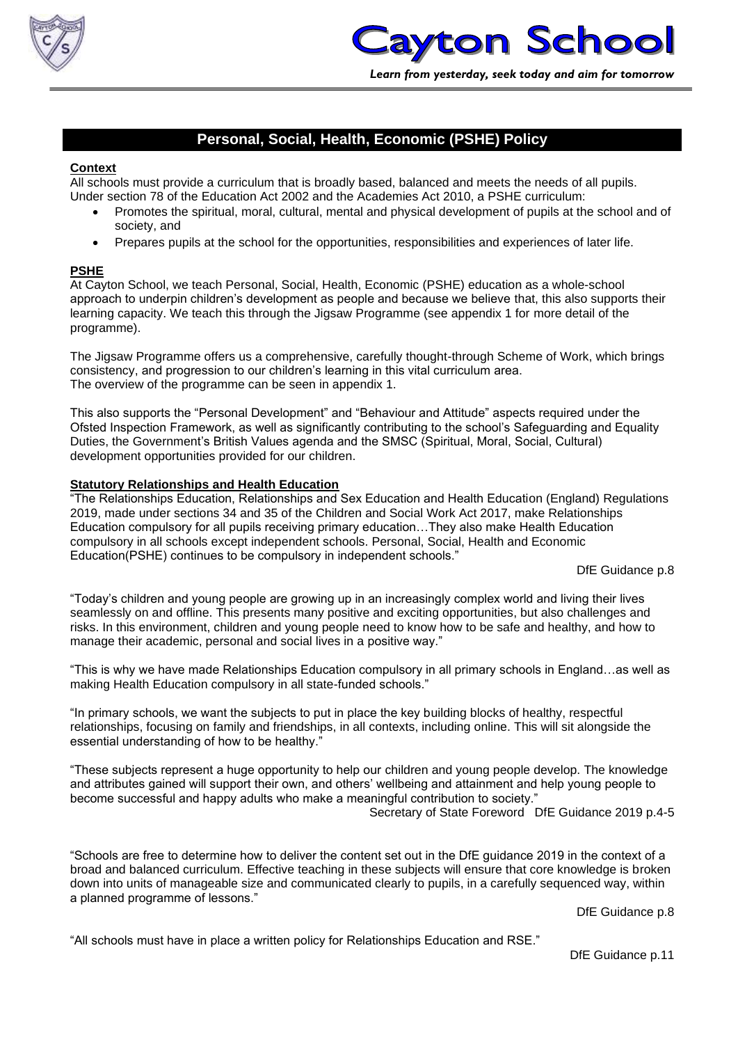# Cayton School

*Learn from yesterday, seek today and aim for tomorrow*

## Personal, Social, Health, Economic (PSHE) Policy

**Context**

All schools must provide a curriculum that is broadly based, balanced and meets the needs of all pupils. Under section 78 of the Education Act 2002 and the Academies Act 2010, a PSHE curriculum:

- Promotes the spiritual, moral, cultural, mental and physical development of pupils at the school and of society, and
- Prepares pupils at the school for the opportunities, responsibilities and experiences of later life.

**PSHE**

At Cayton School, we teach Personal, Social, Health, Economic (PSHE) education as a whole-school approach to underpin children's development as people and because we believe that, this also supports their learning capacity. We teach this through the Jigsaw Programme (see appendix 1 for more detail of the programme).

The Jigsaw Programme offers us a comprehensive, carefully thought-through Scheme of Work, which brings consistency, and progression to our children's learning in this vital curriculum area.
The overview of the programme can be seen in appendix 1.

This also supports the "Personal Development" and "Behaviour and Attitude" aspects required under the Ofsted Inspection Framework, as well as significantly contributing to the school's Safeguarding and Equality Duties, the Government's British Values agenda and the SMSC (Spiritual, Moral, Social, Cultural) development opportunities provided for our children.

**Statutory Relationships and Health Education**

"The Relationships Education, Relationships and Sex Education and Health Education (England) Regulations 2019, made under sections 34 and 35 of the Children and Social Work Act 2017, make Relationships Education compulsory for all pupils receiving primary education…They also make Health Education compulsory in all schools except independent schools. Personal, Social, Health and Economic Education(PSHE) continues to be compulsory in independent schools."

DfE Guidance p.8

"Today's children and young people are growing up in an increasingly complex world and living their lives seamlessly on and offline. This presents many positive and exciting opportunities, but also challenges and risks. In this environment, children and young people need to know how to be safe and healthy, and how to manage their academic, personal and social lives in a positive way."

"This is why we have made Relationships Education compulsory in all primary schools in England…as well as making Health Education compulsory in all state-funded schools."

"In primary schools, we want the subjects to put in place the key building blocks of healthy, respectful relationships, focusing on family and friendships, in all contexts, including online. This will sit alongside the essential understanding of how to be healthy."

"These subjects represent a huge opportunity to help our children and young people develop. The knowledge and attributes gained will support their own, and others' wellbeing and attainment and help young people to become successful and happy adults who make a meaningful contribution to society."

Secretary of State Foreword DfE Guidance 2019 p.4-5

"Schools are free to determine how to deliver the content set out in the DfE guidance 2019 in the context of a broad and balanced curriculum. Effective teaching in these subjects will ensure that core knowledge is broken down into units of manageable size and communicated clearly to pupils, in a carefully sequenced way, within a planned programme of lessons."

DfE Guidance p.8

"All schools must have in place a written policy for Relationships Education and RSE."

DfE Guidance p.11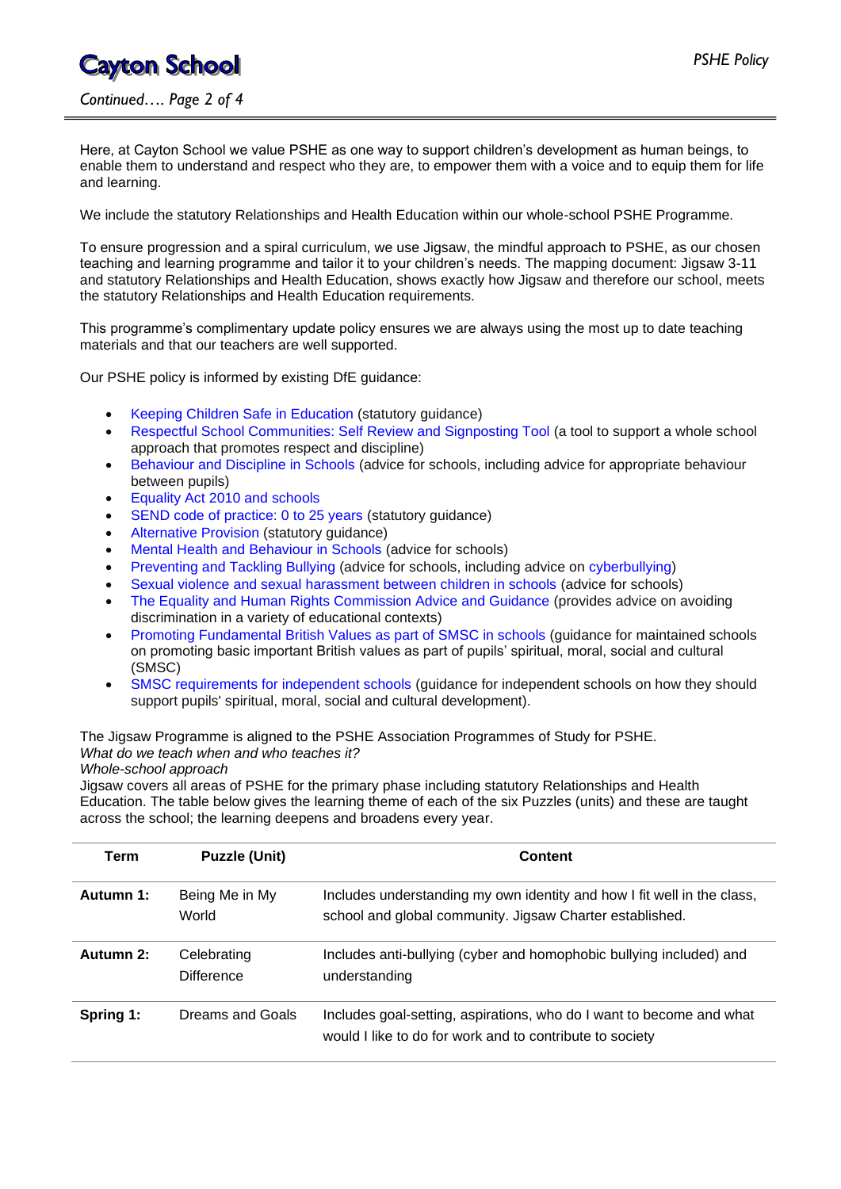Here, at Cayton School we value PSHE as one way to support children's development as human beings, to enable them to understand and respect who they are, to empower them with a voice and to equip them for life and learning.

We include the statutory Relationships and Health Education within our whole-school PSHE Programme.

To ensure progression and a spiral curriculum, we use Jigsaw, the mindful approach to PSHE, as our chosen teaching and learning programme and tailor it to your children's needs. The mapping document: Jigsaw 3-11 and statutory Relationships and Health Education, shows exactly how Jigsaw and therefore our school, meets the statutory Relationships and Health Education requirements.

This programme's complimentary update policy ensures we are always using the most up to date teaching materials and that our teachers are well supported.

Our PSHE policy is informed by existing DfE guidance:

- Keeping Children Safe in Education (statutory guidance)
- Respectful School Communities: Self Review and Signposting Tool (a tool to support a whole school approach that promotes respect and discipline)
- Behaviour and Discipline in Schools (advice for schools, including advice for appropriate behaviour between pupils)
- Equality Act 2010 and schools
- SEND code of practice: 0 to 25 years (statutory guidance)
- Alternative Provision (statutory guidance)
- Mental Health and Behaviour in Schools (advice for schools)
- Preventing and Tackling Bullying (advice for schools, including advice on cyberbullying)
- Sexual violence and sexual harassment between children in schools (advice for schools)
- The Equality and Human Rights Commission Advice and Guidance (provides advice on avoiding discrimination in a variety of educational contexts)
- Promoting Fundamental British Values as part of SMSC in schools (guidance for maintained schools on promoting basic important British values as part of pupils' spiritual, moral, social and cultural (SMSC)
- SMSC requirements for independent schools (guidance for independent schools on how they should support pupils' spiritual, moral, social and cultural development).

The Jigsaw Programme is aligned to the PSHE Association Programmes of Study for PSHE.

*What do we teach when and who teaches it?*

*Whole-school approach*

Jigsaw covers all areas of PSHE for the primary phase including statutory Relationships and Health Education. The table below gives the learning theme of each of the six Puzzles (units) and these are taught across the school; the learning deepens and broadens every year.

| Term | Puzzle (Unit) | Content |
|---|---|---|
| **Autumn 1:** | Being Me in My World | Includes understanding my own identity and how I fit well in the class, school and global community. Jigsaw Charter established. |
| **Autumn 2:** | Celebrating Difference | Includes anti-bullying (cyber and homophobic bullying included) and understanding |
| **Spring 1:** | Dreams and Goals | Includes goal-setting, aspirations, who do I want to become and what would I like to do for work and to contribute to society |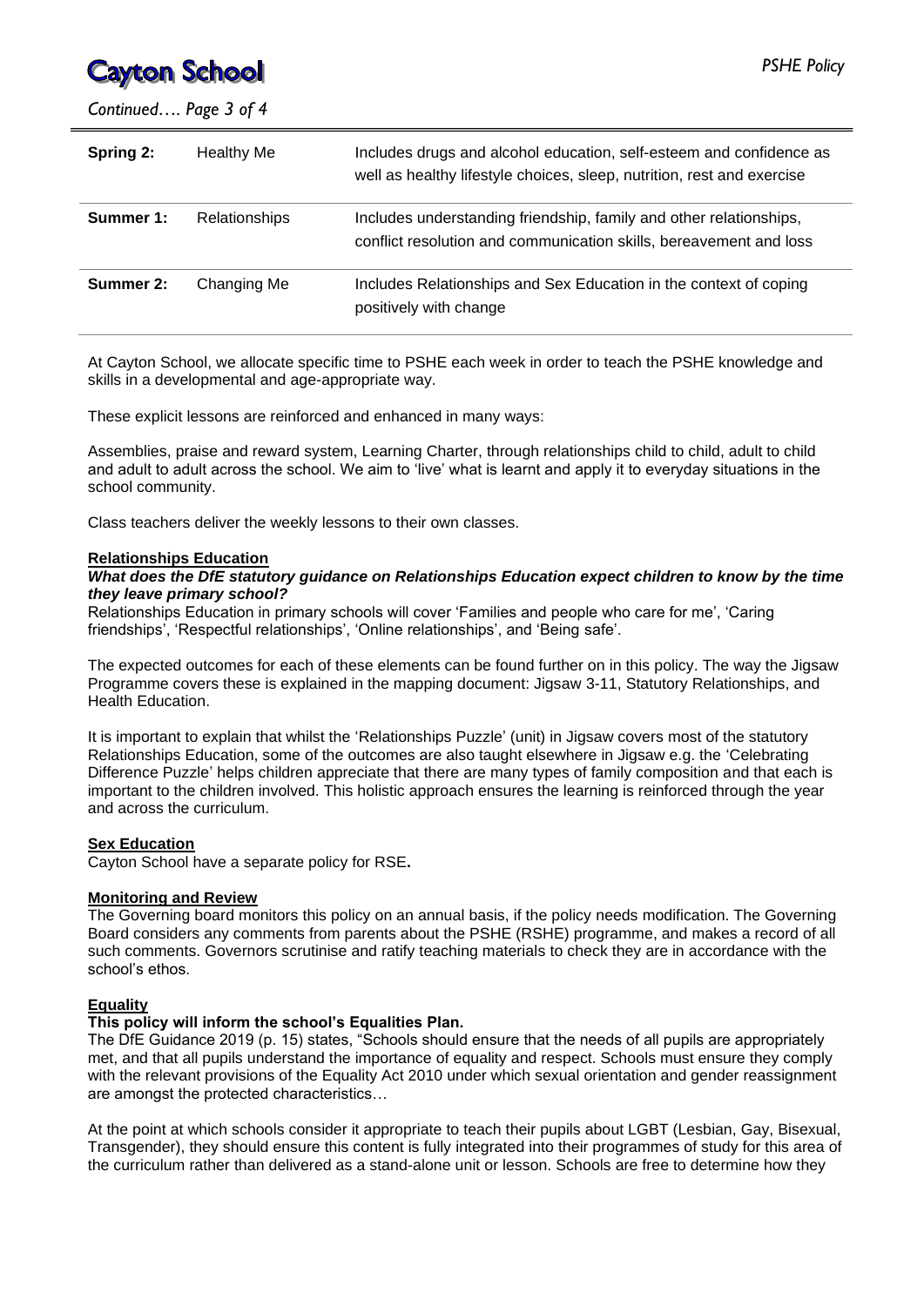| | | |
|---|---|---|
| **Spring 2:** | Healthy Me | Includes drugs and alcohol education, self-esteem and confidence as well as healthy lifestyle choices, sleep, nutrition, rest and exercise |
| **Summer 1:** | Relationships | Includes understanding friendship, family and other relationships, conflict resolution and communication skills, bereavement and loss |
| **Summer 2:** | Changing Me | Includes Relationships and Sex Education in the context of coping positively with change |

At Cayton School, we allocate specific time to PSHE each week in order to teach the PSHE knowledge and skills in a developmental and age-appropriate way.

These explicit lessons are reinforced and enhanced in many ways:

Assemblies, praise and reward system, Learning Charter, through relationships child to child, adult to child and adult to adult across the school. We aim to 'live' what is learnt and apply it to everyday situations in the school community.

Class teachers deliver the weekly lessons to their own classes.

**Relationships Education**

***What does the DfE statutory guidance on Relationships Education expect children to know by the time they leave primary school?***

Relationships Education in primary schools will cover 'Families and people who care for me', 'Caring friendships', 'Respectful relationships', 'Online relationships', and 'Being safe'.

The expected outcomes for each of these elements can be found further on in this policy. The way the Jigsaw Programme covers these is explained in the mapping document: Jigsaw 3-11, Statutory Relationships, and Health Education.

It is important to explain that whilst the 'Relationships Puzzle' (unit) in Jigsaw covers most of the statutory Relationships Education, some of the outcomes are also taught elsewhere in Jigsaw e.g. the 'Celebrating Difference Puzzle' helps children appreciate that there are many types of family composition and that each is important to the children involved. This holistic approach ensures the learning is reinforced through the year and across the curriculum.

**Sex Education**

Cayton School have a separate policy for RSE**.**

**Monitoring and Review**

The Governing board monitors this policy on an annual basis, if the policy needs modification. The Governing Board considers any comments from parents about the PSHE (RSHE) programme, and makes a record of all such comments. Governors scrutinise and ratify teaching materials to check they are in accordance with the school's ethos.

**Equality**

**This policy will inform the school's Equalities Plan.**

The DfE Guidance 2019 (p. 15) states, "Schools should ensure that the needs of all pupils are appropriately met, and that all pupils understand the importance of equality and respect. Schools must ensure they comply with the relevant provisions of the Equality Act 2010 under which sexual orientation and gender reassignment are amongst the protected characteristics…

At the point at which schools consider it appropriate to teach their pupils about LGBT (Lesbian, Gay, Bisexual, Transgender), they should ensure this content is fully integrated into their programmes of study for this area of the curriculum rather than delivered as a stand-alone unit or lesson. Schools are free to determine how they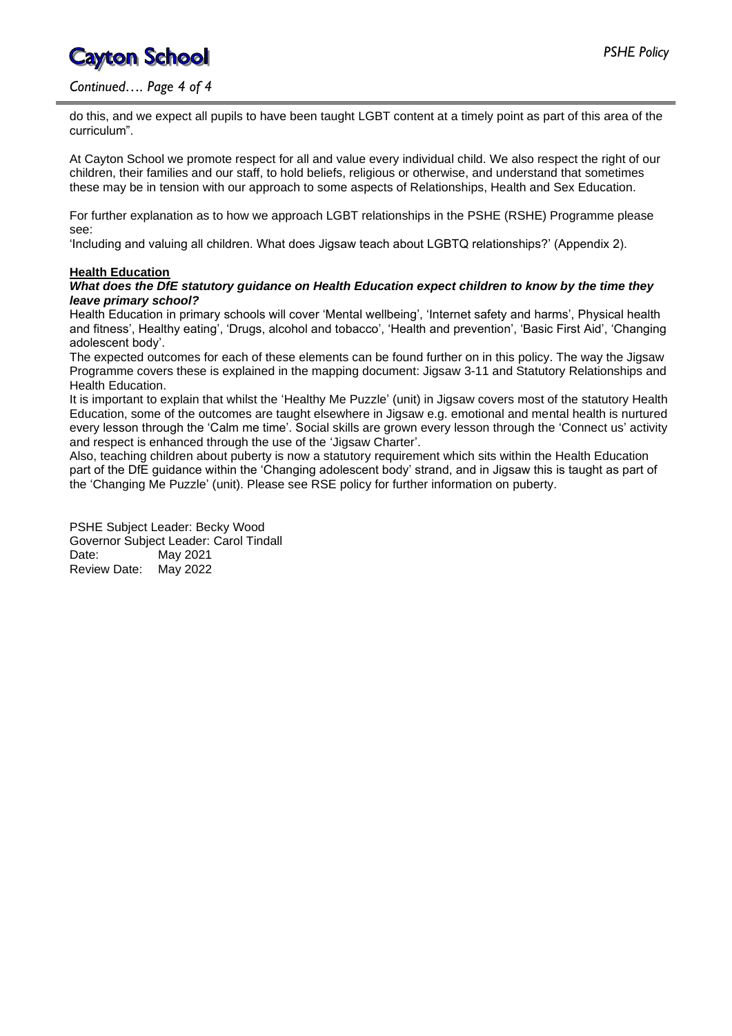do this, and we expect all pupils to have been taught LGBT content at a timely point as part of this area of the curriculum".

At Cayton School we promote respect for all and value every individual child. We also respect the right of our children, their families and our staff, to hold beliefs, religious or otherwise, and understand that sometimes these may be in tension with our approach to some aspects of Relationships, Health and Sex Education.

For further explanation as to how we approach LGBT relationships in the PSHE (RSHE) Programme please see:
'Including and valuing all children. What does Jigsaw teach about LGBTQ relationships?' (Appendix 2).

**Health Education**

***What does the DfE statutory guidance on Health Education expect children to know by the time they leave primary school?***

Health Education in primary schools will cover 'Mental wellbeing', 'Internet safety and harms', Physical health and fitness', Healthy eating', 'Drugs, alcohol and tobacco', 'Health and prevention', 'Basic First Aid', 'Changing adolescent body'.

The expected outcomes for each of these elements can be found further on in this policy. The way the Jigsaw Programme covers these is explained in the mapping document: Jigsaw 3-11 and Statutory Relationships and Health Education.

It is important to explain that whilst the 'Healthy Me Puzzle' (unit) in Jigsaw covers most of the statutory Health Education, some of the outcomes are taught elsewhere in Jigsaw e.g. emotional and mental health is nurtured every lesson through the 'Calm me time'. Social skills are grown every lesson through the 'Connect us' activity and respect is enhanced through the use of the 'Jigsaw Charter'.

Also, teaching children about puberty is now a statutory requirement which sits within the Health Education part of the DfE guidance within the 'Changing adolescent body' strand, and in Jigsaw this is taught as part of the 'Changing Me Puzzle' (unit). Please see RSE policy for further information on puberty.

PSHE Subject Leader: Becky Wood
Governor Subject Leader: Carol Tindall
Date: May 2021
Review Date: May 2022